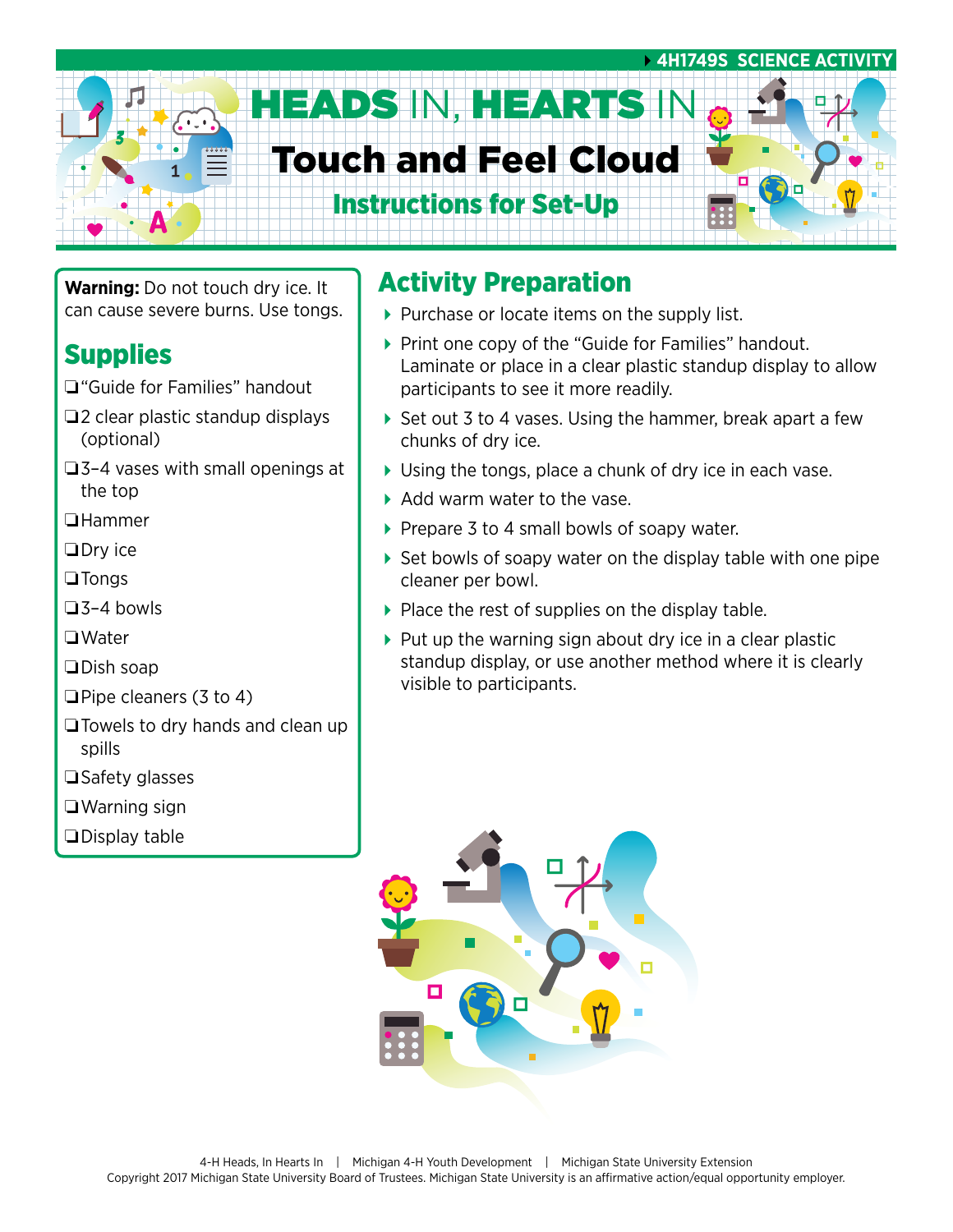4H1749S SCIENCE ACTIVITY

# HEADS IN, HEARTS IN

# Touch and Feel Cloud

## Instructions for Set-Up

**Warning:** Do not touch dry ice. It can cause severe burns. Use tongs.

## Supplies

- ❑ "Guide for Families" handout
- ❑ 2 clear plastic standup displays (optional)
- ❑ 3–4 vases with small openings at the top
- ❑ Hammer
- ❑ Dry ice
- ❑ Tongs
- ❑ 3–4 bowls
- ❑ Water
- ❑ Dish soap
- ❑ Pipe cleaners (3 to 4)
- ❑ Towels to dry hands and clean up spills
- ❑ Safety glasses
- ❑ Warning sign
- ❑ Display table

## Activity Preparation

- Purchase or locate items on the supply list.
- Print one copy of the "Guide for Families" handout. Laminate or place in a clear plastic standup display to allow participants to see it more readily.
- Set out 3 to 4 vases. Using the hammer, break apart a few chunks of dry ice.
- Using the tongs, place a chunk of dry ice in each vase.
- Add warm water to the vase.
- Prepare 3 to 4 small bowls of soapy water.
- Set bowls of soapy water on the display table with one pipe cleaner per bowl.
- Place the rest of supplies on the display table.
- Put up the warning sign about dry ice in a clear plastic standup display, or use another method where it is clearly visible to participants.

4-H Heads, In Hearts In | Michigan 4-H Youth Development | Michigan State University Extension
Copyright 2017 Michigan State University Board of Trustees. Michigan State University is an affirmative action/equal opportunity employer.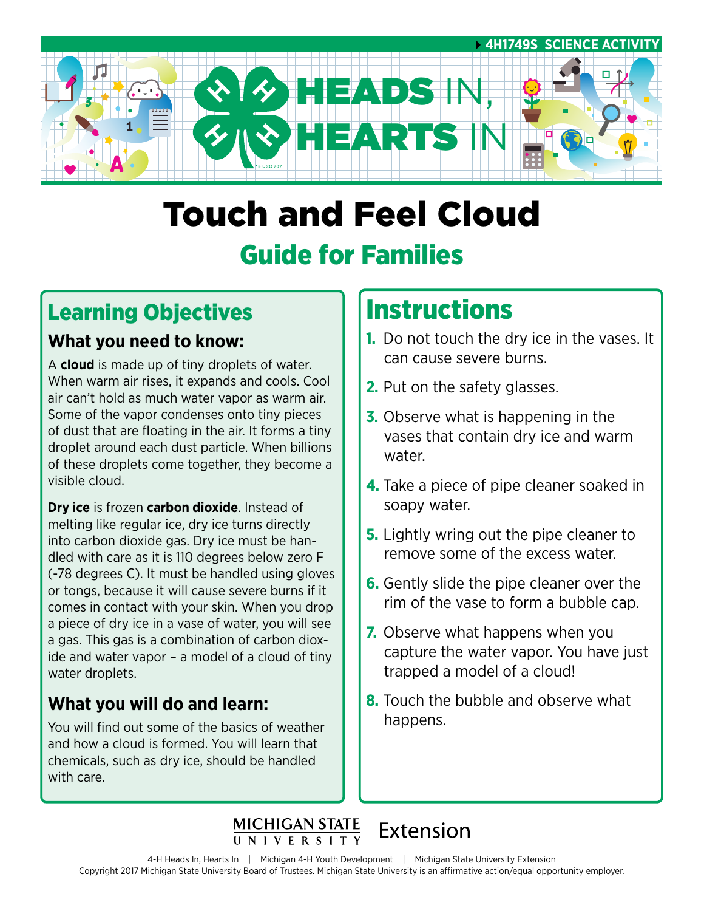4H1749S SCIENCE ACTIVITY

HEADS IN, HEARTS IN

# Touch and Feel Cloud

## Guide for Families

## Learning Objectives

### What you need to know:

A **cloud** is made up of tiny droplets of water. When warm air rises, it expands and cools. Cool air can't hold as much water vapor as warm air. Some of the vapor condenses onto tiny pieces of dust that are floating in the air. It forms a tiny droplet around each dust particle. When billions of these droplets come together, they become a visible cloud.

**Dry ice** is frozen **carbon dioxide**. Instead of melting like regular ice, dry ice turns directly into carbon dioxide gas. Dry ice must be handled with care as it is 110 degrees below zero F (-78 degrees C). It must be handled using gloves or tongs, because it will cause severe burns if it comes in contact with your skin. When you drop a piece of dry ice in a vase of water, you will see a gas. This gas is a combination of carbon dioxide and water vapor – a model of a cloud of tiny water droplets.

### What you will do and learn:

You will find out some of the basics of weather and how a cloud is formed. You will learn that chemicals, such as dry ice, should be handled with care.

## Instructions

1. Do not touch the dry ice in the vases. It can cause severe burns.
2. Put on the safety glasses.
3. Observe what is happening in the vases that contain dry ice and warm water.
4. Take a piece of pipe cleaner soaked in soapy water.
5. Lightly wring out the pipe cleaner to remove some of the excess water.
6. Gently slide the pipe cleaner over the rim of the vase to form a bubble cap.
7. Observe what happens when you capture the water vapor. You have just trapped a model of a cloud!
8. Touch the bubble and observe what happens.

MICHIGAN STATE UNIVERSITY | Extension

4-H Heads In, Hearts In | Michigan 4-H Youth Development | Michigan State University Extension
Copyright 2017 Michigan State University Board of Trustees. Michigan State University is an affirmative action/equal opportunity employer.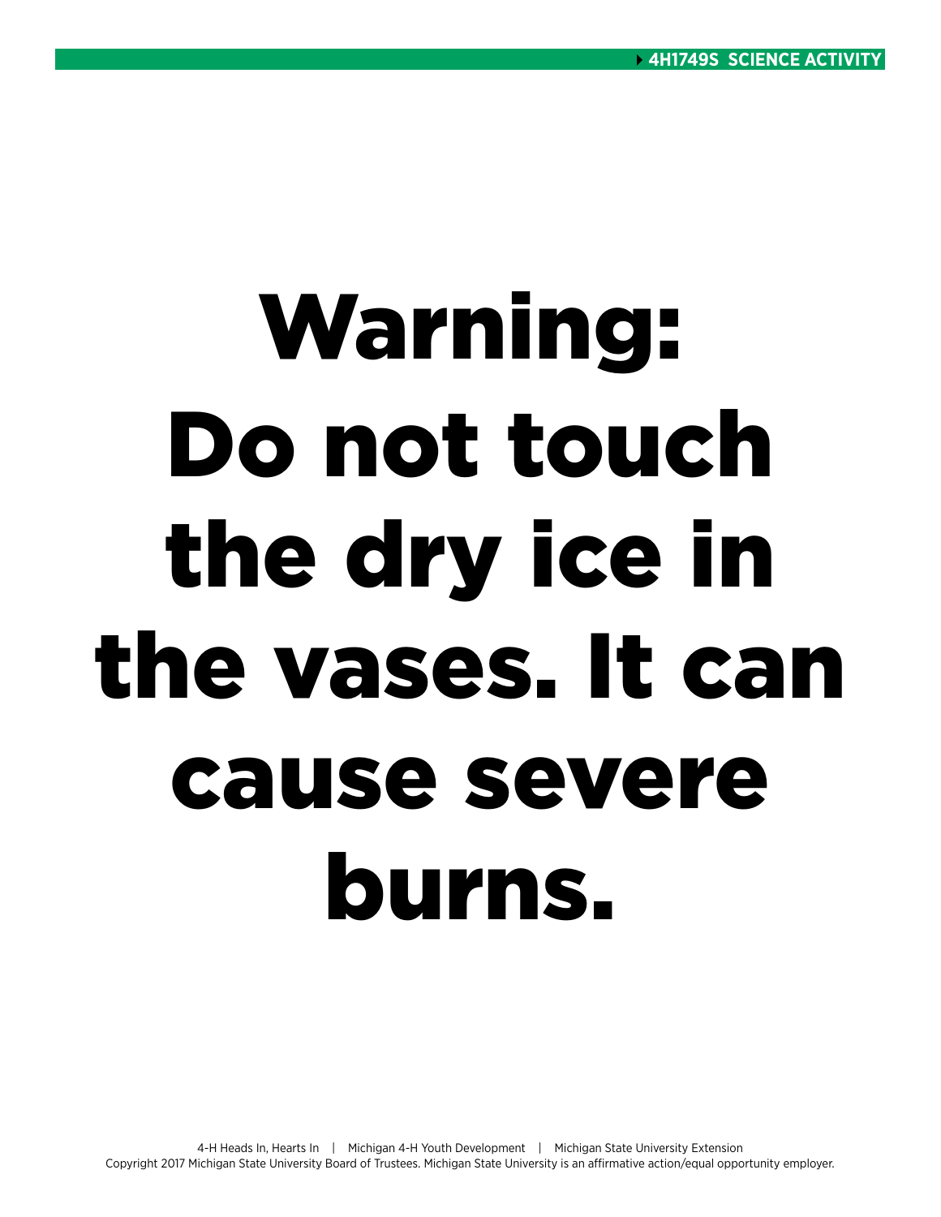# Warning: Do not touch the dry ice in the vases. It can cause severe burns.